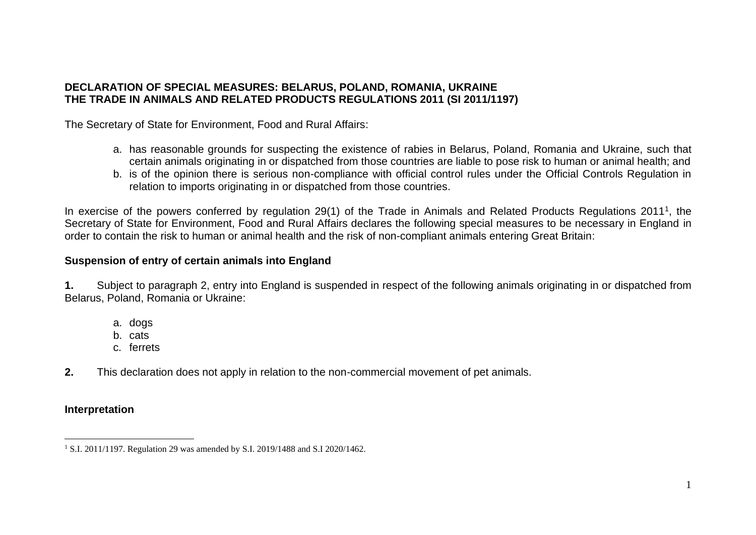**DECLARATION OF SPECIAL MEASURES: BELARUS, POLAND, ROMANIA, UKRAINE**
**THE TRADE IN ANIMALS AND RELATED PRODUCTS REGULATIONS 2011 (SI 2011/1197)**

The Secretary of State for Environment, Food and Rural Affairs:

a. has reasonable grounds for suspecting the existence of rabies in Belarus, Poland, Romania and Ukraine, such that certain animals originating in or dispatched from those countries are liable to pose risk to human or animal health; and
b. is of the opinion there is serious non-compliance with official control rules under the Official Controls Regulation in relation to imports originating in or dispatched from those countries.

In exercise of the powers conferred by regulation 29(1) of the Trade in Animals and Related Products Regulations 2011[1], the Secretary of State for Environment, Food and Rural Affairs declares the following special measures to be necessary in England in order to contain the risk to human or animal health and the risk of non-compliant animals entering Great Britain:

**Suspension of entry of certain animals into England**

**1.** Subject to paragraph 2, entry into England is suspended in respect of the following animals originating in or dispatched from Belarus, Poland, Romania or Ukraine:

a. dogs
b. cats
c. ferrets

**2.** This declaration does not apply in relation to the non-commercial movement of pet animals.

**Interpretation**

[1] S.I. 2011/1197. Regulation 29 was amended by S.I. 2019/1488 and S.I 2020/1462.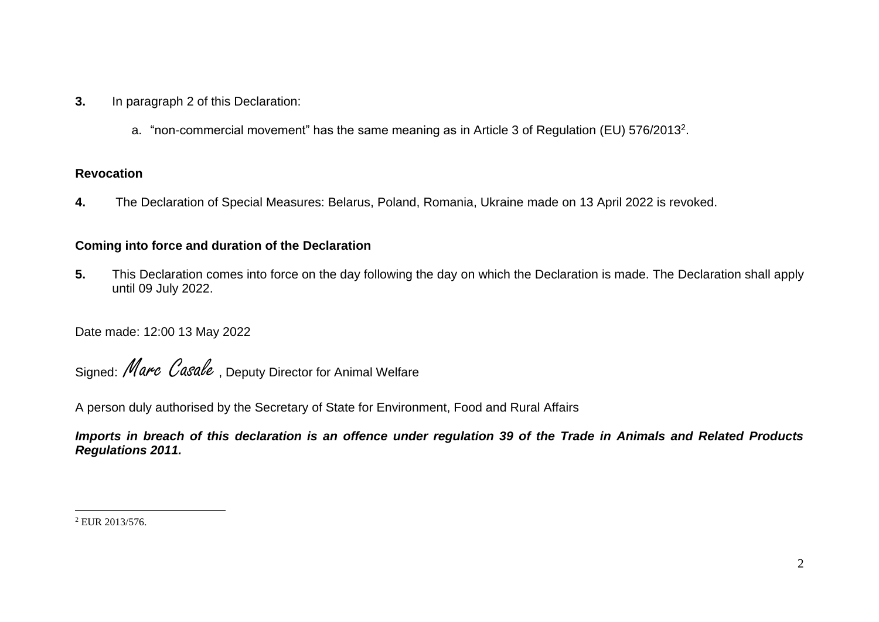**3.** In paragraph 2 of this Declaration:

a. "non-commercial movement" has the same meaning as in Article 3 of Regulation (EU) 576/2013[2].

**Revocation**

**4.** The Declaration of Special Measures: Belarus, Poland, Romania, Ukraine made on 13 April 2022 is revoked.

**Coming into force and duration of the Declaration**

**5.** This Declaration comes into force on the day following the day on which the Declaration is made. The Declaration shall apply until 09 July 2022.

Date made: 12:00 13 May 2022

Signed: *Marc Casale* , Deputy Director for Animal Welfare

A person duly authorised by the Secretary of State for Environment, Food and Rural Affairs

***Imports in breach of this declaration is an offence under regulation 39 of the Trade in Animals and Related Products Regulations 2011.***

---

[2] EUR 2013/576.